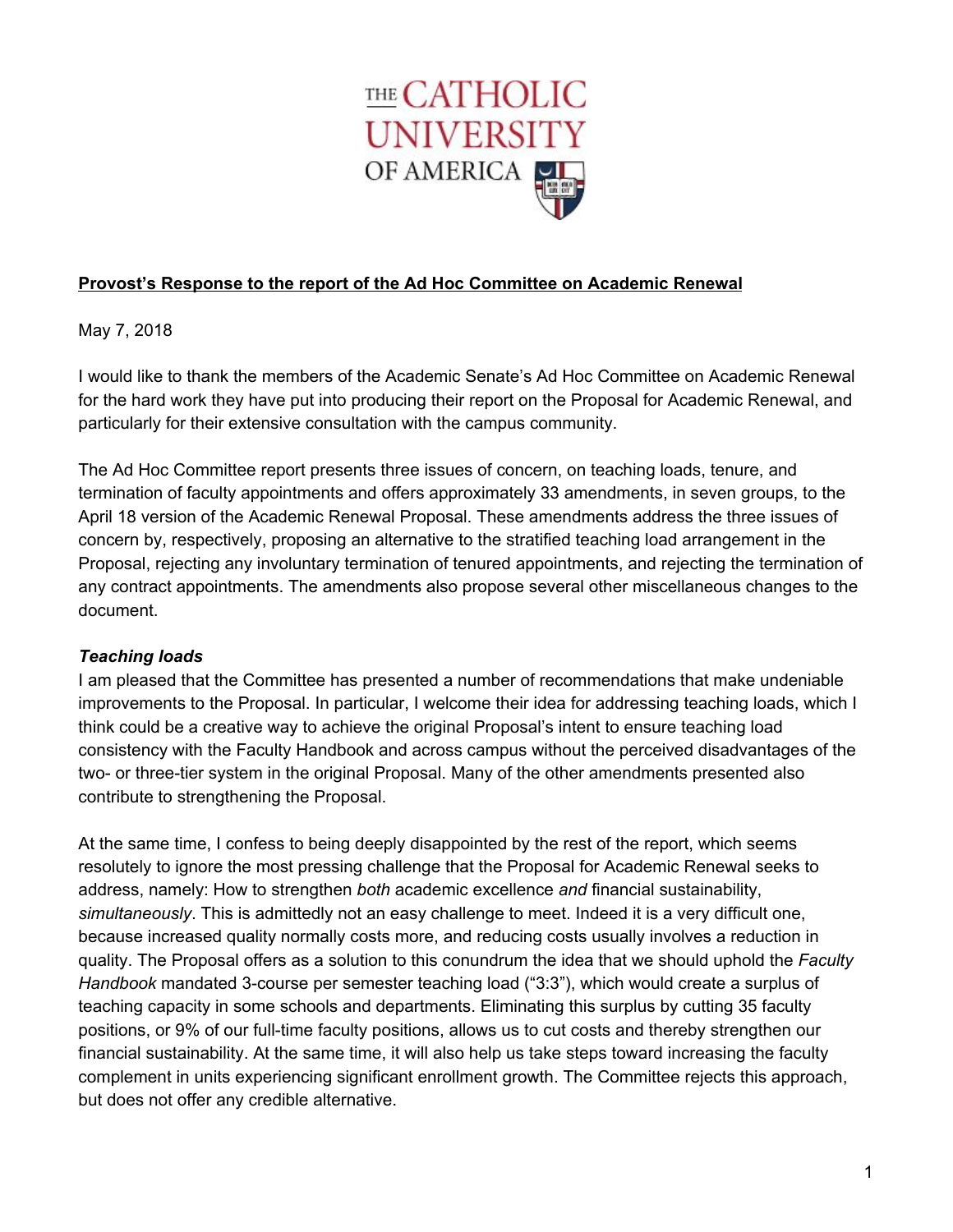THE CATHOLIC UNIVERSITY OF AMERICA

**Provost's Response to the report of the Ad Hoc Committee on Academic Renewal**

May 7, 2018

I would like to thank the members of the Academic Senate's Ad Hoc Committee on Academic Renewal for the hard work they have put into producing their report on the Proposal for Academic Renewal, and particularly for their extensive consultation with the campus community.

The Ad Hoc Committee report presents three issues of concern, on teaching loads, tenure, and termination of faculty appointments and offers approximately 33 amendments, in seven groups, to the April 18 version of the Academic Renewal Proposal. These amendments address the three issues of concern by, respectively, proposing an alternative to the stratified teaching load arrangement in the Proposal, rejecting any involuntary termination of tenured appointments, and rejecting the termination of any contract appointments. The amendments also propose several other miscellaneous changes to the document.

***Teaching loads***

I am pleased that the Committee has presented a number of recommendations that make undeniable improvements to the Proposal. In particular, I welcome their idea for addressing teaching loads, which I think could be a creative way to achieve the original Proposal's intent to ensure teaching load consistency with the Faculty Handbook and across campus without the perceived disadvantages of the two- or three-tier system in the original Proposal. Many of the other amendments presented also contribute to strengthening the Proposal.

At the same time, I confess to being deeply disappointed by the rest of the report, which seems resolutely to ignore the most pressing challenge that the Proposal for Academic Renewal seeks to address, namely: How to strengthen *both* academic excellence *and* financial sustainability, *simultaneously*. This is admittedly not an easy challenge to meet. Indeed it is a very difficult one, because increased quality normally costs more, and reducing costs usually involves a reduction in quality. The Proposal offers as a solution to this conundrum the idea that we should uphold the *Faculty Handbook* mandated 3-course per semester teaching load ("3:3"), which would create a surplus of teaching capacity in some schools and departments. Eliminating this surplus by cutting 35 faculty positions, or 9% of our full-time faculty positions, allows us to cut costs and thereby strengthen our financial sustainability. At the same time, it will also help us take steps toward increasing the faculty complement in units experiencing significant enrollment growth. The Committee rejects this approach, but does not offer any credible alternative.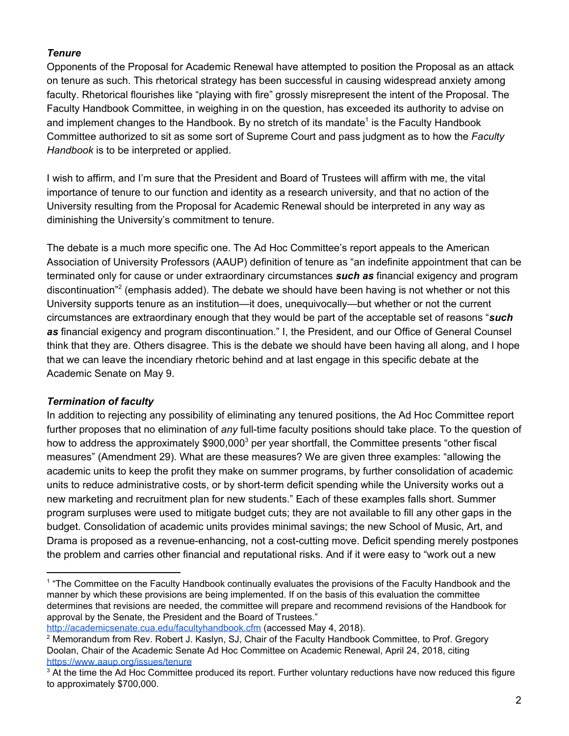### *Tenure*

Opponents of the Proposal for Academic Renewal have attempted to position the Proposal as an attack on tenure as such. This rhetorical strategy has been successful in causing widespread anxiety among faculty. Rhetorical flourishes like "playing with fire" grossly misrepresent the intent of the Proposal. The Faculty Handbook Committee, in weighing in on the question, has exceeded its authority to advise on and implement changes to the Handbook. By no stretch of its mandate[1] is the Faculty Handbook Committee authorized to sit as some sort of Supreme Court and pass judgment as to how the *Faculty Handbook* is to be interpreted or applied.

I wish to affirm, and I'm sure that the President and Board of Trustees will affirm with me, the vital importance of tenure to our function and identity as a research university, and that no action of the University resulting from the Proposal for Academic Renewal should be interpreted in any way as diminishing the University's commitment to tenure.

The debate is a much more specific one. The Ad Hoc Committee's report appeals to the American Association of University Professors (AAUP) definition of tenure as "an indefinite appointment that can be terminated only for cause or under extraordinary circumstances ***such as*** financial exigency and program discontinuation"[2] (emphasis added). The debate we should have been having is not whether or not this University supports tenure as an institution—it does, unequivocally—but whether or not the current circumstances are extraordinary enough that they would be part of the acceptable set of reasons "***such as*** financial exigency and program discontinuation." I, the President, and our Office of General Counsel think that they are. Others disagree. This is the debate we should have been having all along, and I hope that we can leave the incendiary rhetoric behind and at last engage in this specific debate at the Academic Senate on May 9.

### *Termination of faculty*

In addition to rejecting any possibility of eliminating any tenured positions, the Ad Hoc Committee report further proposes that no elimination of *any* full-time faculty positions should take place. To the question of how to address the approximately $900,000[3] per year shortfall, the Committee presents "other fiscal measures" (Amendment 29). What are these measures? We are given three examples: "allowing the academic units to keep the profit they make on summer programs, by further consolidation of academic units to reduce administrative costs, or by short-term deficit spending while the University works out a new marketing and recruitment plan for new students." Each of these examples falls short. Summer program surpluses were used to mitigate budget cuts; they are not available to fill any other gaps in the budget. Consolidation of academic units provides minimal savings; the new School of Music, Art, and Drama is proposed as a revenue-enhancing, not a cost-cutting move. Deficit spending merely postpones the problem and carries other financial and reputational risks. And if it were easy to "work out a new

---

[1] "The Committee on the Faculty Handbook continually evaluates the provisions of the Faculty Handbook and the manner by which these provisions are being implemented. If on the basis of this evaluation the committee determines that revisions are needed, the committee will prepare and recommend revisions of the Handbook for approval by the Senate, the President and the Board of Trustees." http://academicsenate.cua.edu/facultyhandbook.cfm (accessed May 4, 2018).

[2] Memorandum from Rev. Robert J. Kaslyn, SJ, Chair of the Faculty Handbook Committee, to Prof. Gregory Doolan, Chair of the Academic Senate Ad Hoc Committee on Academic Renewal, April 24, 2018, citing https://www.aaup.org/issues/tenure

[3] At the time the Ad Hoc Committee produced its report. Further voluntary reductions have now reduced this figure to approximately $700,000.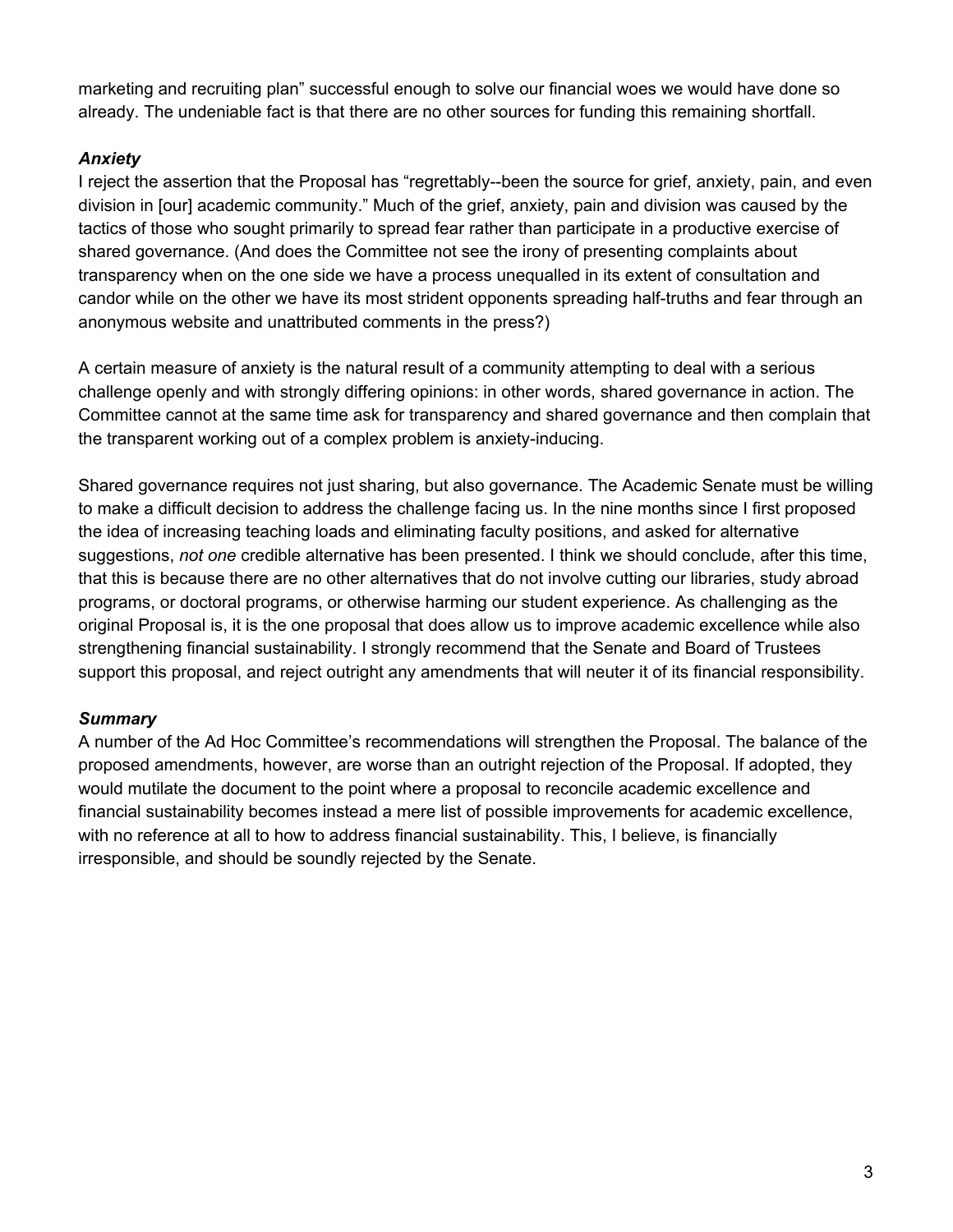marketing and recruiting plan" successful enough to solve our financial woes we would have done so already. The undeniable fact is that there are no other sources for funding this remaining shortfall.

***Anxiety***

I reject the assertion that the Proposal has "regrettably--been the source for grief, anxiety, pain, and even division in [our] academic community." Much of the grief, anxiety, pain and division was caused by the tactics of those who sought primarily to spread fear rather than participate in a productive exercise of shared governance. (And does the Committee not see the irony of presenting complaints about transparency when on the one side we have a process unequalled in its extent of consultation and candor while on the other we have its most strident opponents spreading half-truths and fear through an anonymous website and unattributed comments in the press?)

A certain measure of anxiety is the natural result of a community attempting to deal with a serious challenge openly and with strongly differing opinions: in other words, shared governance in action. The Committee cannot at the same time ask for transparency and shared governance and then complain that the transparent working out of a complex problem is anxiety-inducing.

Shared governance requires not just sharing, but also governance. The Academic Senate must be willing to make a difficult decision to address the challenge facing us. In the nine months since I first proposed the idea of increasing teaching loads and eliminating faculty positions, and asked for alternative suggestions, *not one* credible alternative has been presented. I think we should conclude, after this time, that this is because there are no other alternatives that do not involve cutting our libraries, study abroad programs, or doctoral programs, or otherwise harming our student experience. As challenging as the original Proposal is, it is the one proposal that does allow us to improve academic excellence while also strengthening financial sustainability. I strongly recommend that the Senate and Board of Trustees support this proposal, and reject outright any amendments that will neuter it of its financial responsibility.

***Summary***

A number of the Ad Hoc Committee's recommendations will strengthen the Proposal. The balance of the proposed amendments, however, are worse than an outright rejection of the Proposal. If adopted, they would mutilate the document to the point where a proposal to reconcile academic excellence and financial sustainability becomes instead a mere list of possible improvements for academic excellence, with no reference at all to how to address financial sustainability. This, I believe, is financially irresponsible, and should be soundly rejected by the Senate.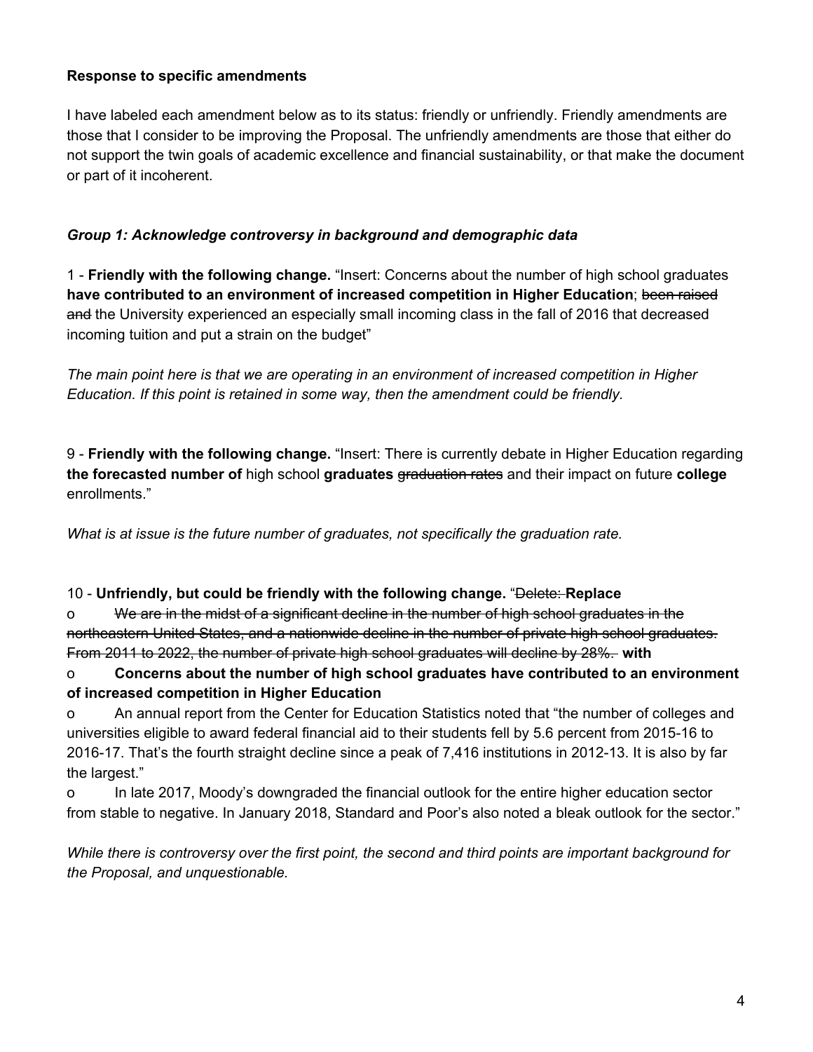**Response to specific amendments**

I have labeled each amendment below as to its status: friendly or unfriendly. Friendly amendments are those that I consider to be improving the Proposal. The unfriendly amendments are those that either do not support the twin goals of academic excellence and financial sustainability, or that make the document or part of it incoherent.

***Group 1: Acknowledge controversy in background and demographic data***

1 - **Friendly with the following change.** "Insert: Concerns about the number of high school graduates **have contributed to an environment of increased competition in Higher Education**; ~~been raised and~~ the University experienced an especially small incoming class in the fall of 2016 that decreased incoming tuition and put a strain on the budget"

*The main point here is that we are operating in an environment of increased competition in Higher Education. If this point is retained in some way, then the amendment could be friendly.*

9 - **Friendly with the following change.** "Insert: There is currently debate in Higher Education regarding **the forecasted number of** high school **graduates** ~~graduation rates~~ and their impact on future **college** enrollments."

*What is at issue is the future number of graduates, not specifically the graduation rate.*

10 - **Unfriendly, but could be friendly with the following change.** "~~Delete:~~ **Replace**

o ~~We are in the midst of a significant decline in the number of high school graduates in the northeastern United States, and a nationwide decline in the number of private high school graduates. From 2011 to 2022, the number of private high school graduates will decline by 28%.~~ **with**

o **Concerns about the number of high school graduates have contributed to an environment of increased competition in Higher Education**

o An annual report from the Center for Education Statistics noted that "the number of colleges and universities eligible to award federal financial aid to their students fell by 5.6 percent from 2015-16 to 2016-17. That's the fourth straight decline since a peak of 7,416 institutions in 2012-13. It is also by far the largest."

o In late 2017, Moody's downgraded the financial outlook for the entire higher education sector from stable to negative. In January 2018, Standard and Poor's also noted a bleak outlook for the sector."

*While there is controversy over the first point, the second and third points are important background for the Proposal, and unquestionable.*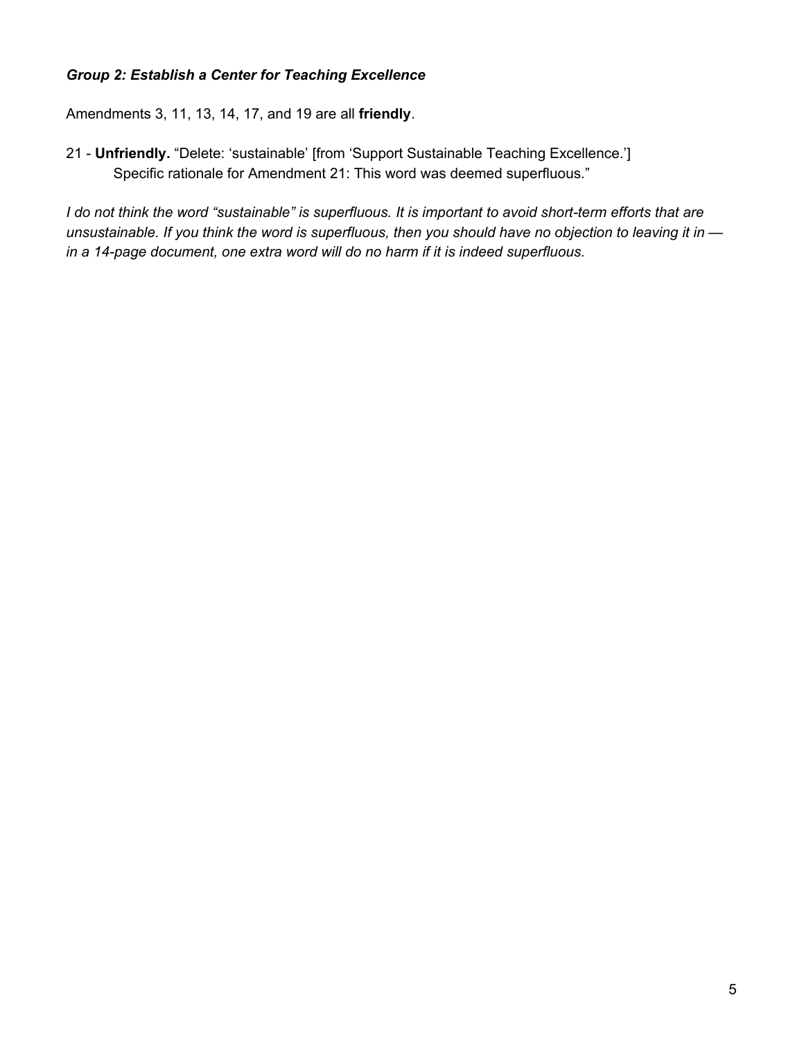### *Group 2: Establish a Center for Teaching Excellence*

Amendments 3, 11, 13, 14, 17, and 19 are all **friendly**.

21 - **Unfriendly.** “Delete: ‘sustainable’ [from ‘Support Sustainable Teaching Excellence.’]
Specific rationale for Amendment 21: This word was deemed superfluous.”

*I do not think the word “sustainable” is superfluous. It is important to avoid short-term efforts that are unsustainable. If you think the word is superfluous, then you should have no objection to leaving it in — in a 14-page document, one extra word will do no harm if it is indeed superfluous.*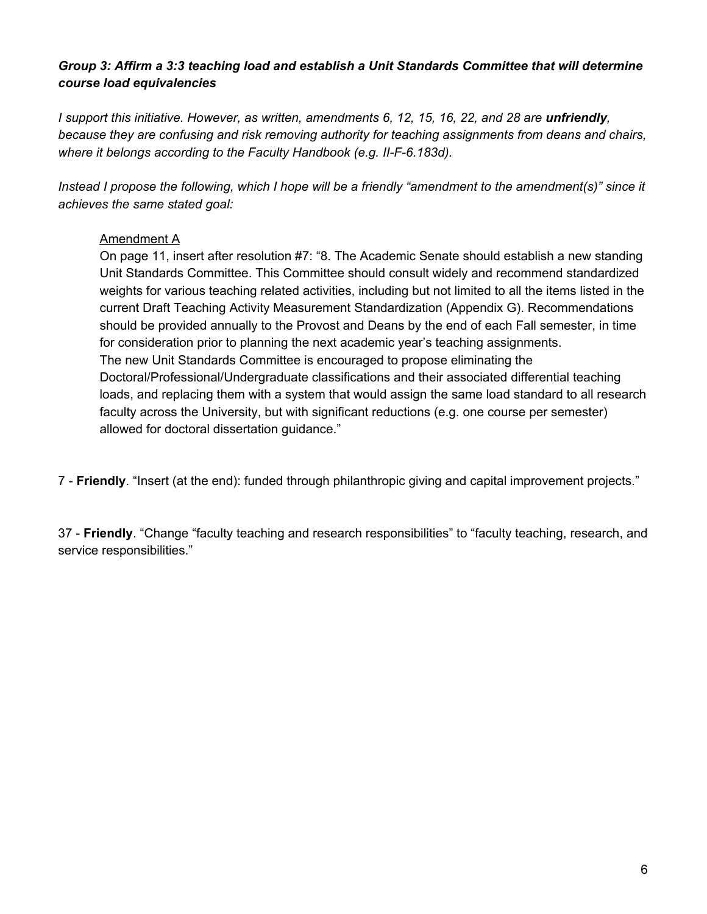***Group 3: Affirm a 3:3 teaching load and establish a Unit Standards Committee that will determine course load equivalencies***

*I support this initiative. However, as written, amendments 6, 12, 15, 16, 22, and 28 are **unfriendly**, because they are confusing and risk removing authority for teaching assignments from deans and chairs, where it belongs according to the Faculty Handbook (e.g. II-F-6.183d).*

*Instead I propose the following, which I hope will be a friendly "amendment to the amendment(s)" since it achieves the same stated goal:*

> <u>Amendment A</u>
> On page 11, insert after resolution #7: "8. The Academic Senate should establish a new standing Unit Standards Committee. This Committee should consult widely and recommend standardized weights for various teaching related activities, including but not limited to all the items listed in the current Draft Teaching Activity Measurement Standardization (Appendix G). Recommendations should be provided annually to the Provost and Deans by the end of each Fall semester, in time for consideration prior to planning the next academic year's teaching assignments.
> The new Unit Standards Committee is encouraged to propose eliminating the Doctoral/Professional/Undergraduate classifications and their associated differential teaching loads, and replacing them with a system that would assign the same load standard to all research faculty across the University, but with significant reductions (e.g. one course per semester) allowed for doctoral dissertation guidance."

7 - **Friendly**. "Insert (at the end): funded through philanthropic giving and capital improvement projects."

37 - **Friendly**. "Change "faculty teaching and research responsibilities" to "faculty teaching, research, and service responsibilities."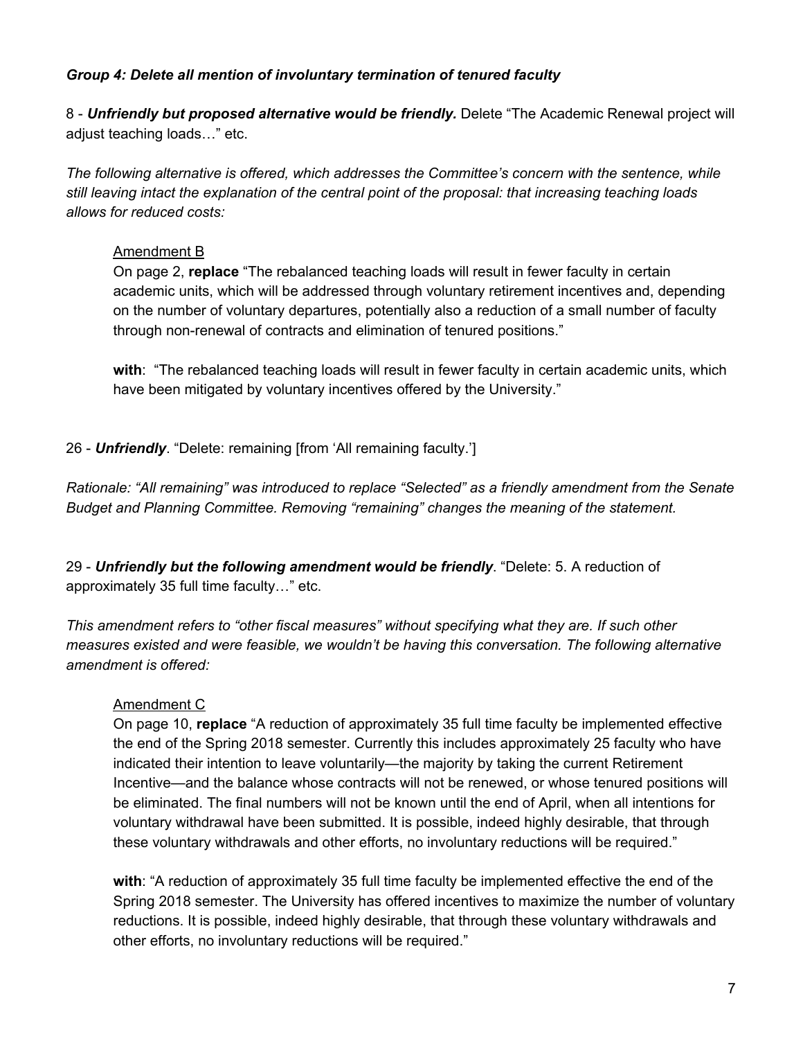***Group 4: Delete all mention of involuntary termination of tenured faculty***

8 - ***Unfriendly but proposed alternative would be friendly.*** Delete "The Academic Renewal project will adjust teaching loads…" etc.

*The following alternative is offered, which addresses the Committee's concern with the sentence, while still leaving intact the explanation of the central point of the proposal: that increasing teaching loads allows for reduced costs:*

> <u>Amendment B</u>
> On page 2, **replace** "The rebalanced teaching loads will result in fewer faculty in certain academic units, which will be addressed through voluntary retirement incentives and, depending on the number of voluntary departures, potentially also a reduction of a small number of faculty through non-renewal of contracts and elimination of tenured positions."
>
> **with**: "The rebalanced teaching loads will result in fewer faculty in certain academic units, which have been mitigated by voluntary incentives offered by the University."

26 - ***Unfriendly***. "Delete: remaining [from 'All remaining faculty.']

*Rationale: "All remaining" was introduced to replace "Selected" as a friendly amendment from the Senate Budget and Planning Committee. Removing "remaining" changes the meaning of the statement.*

29 - ***Unfriendly but the following amendment would be friendly***. "Delete: 5. A reduction of approximately 35 full time faculty…" etc.

*This amendment refers to "other fiscal measures" without specifying what they are. If such other measures existed and were feasible, we wouldn't be having this conversation. The following alternative amendment is offered:*

> <u>Amendment C</u>
> On page 10, **replace** "A reduction of approximately 35 full time faculty be implemented effective the end of the Spring 2018 semester. Currently this includes approximately 25 faculty who have indicated their intention to leave voluntarily—the majority by taking the current Retirement Incentive—and the balance whose contracts will not be renewed, or whose tenured positions will be eliminated. The final numbers will not be known until the end of April, when all intentions for voluntary withdrawal have been submitted. It is possible, indeed highly desirable, that through these voluntary withdrawals and other efforts, no involuntary reductions will be required."
>
> **with**: "A reduction of approximately 35 full time faculty be implemented effective the end of the Spring 2018 semester. The University has offered incentives to maximize the number of voluntary reductions. It is possible, indeed highly desirable, that through these voluntary withdrawals and other efforts, no involuntary reductions will be required."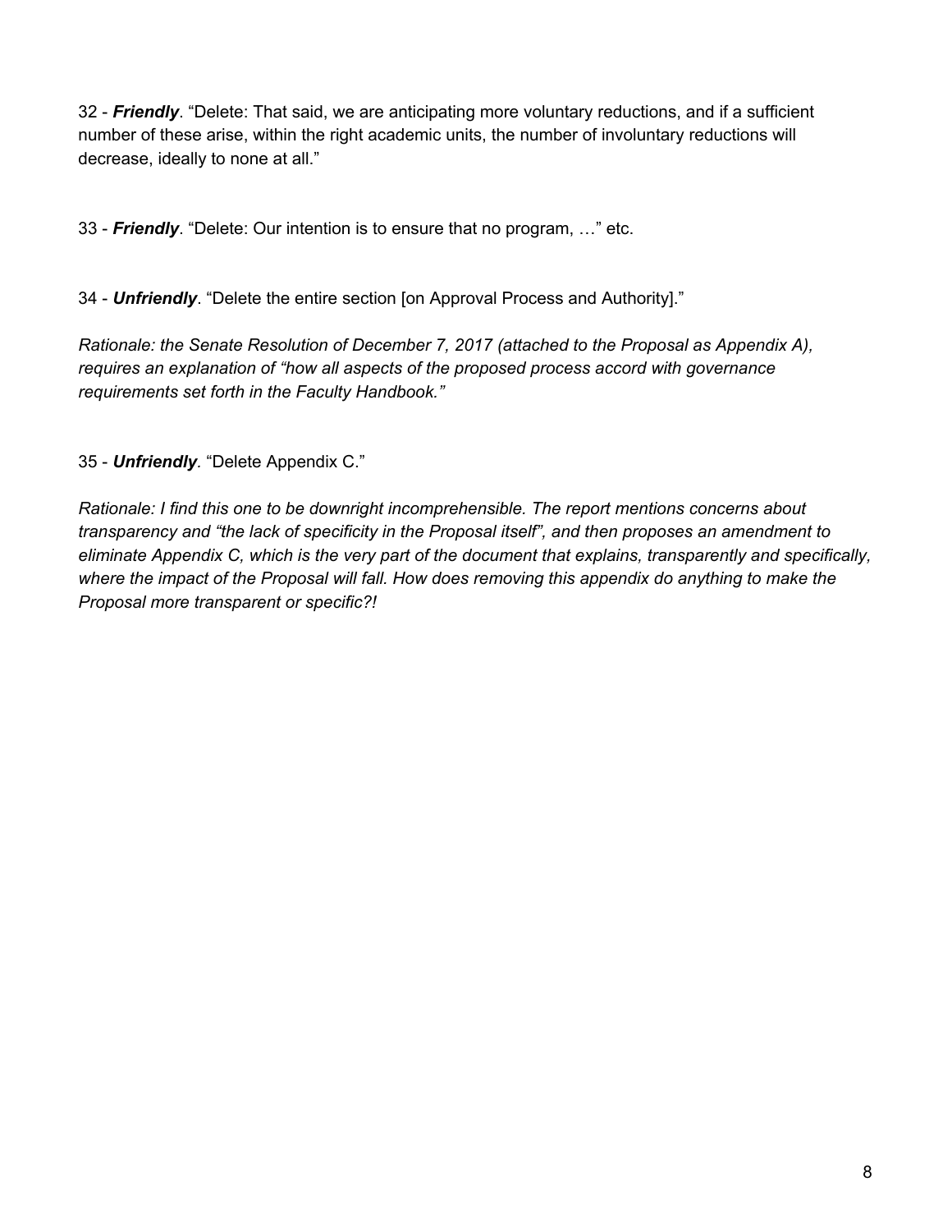32 - ***Friendly***. "Delete: That said, we are anticipating more voluntary reductions, and if a sufficient number of these arise, within the right academic units, the number of involuntary reductions will decrease, ideally to none at all."

33 - ***Friendly***. "Delete: Our intention is to ensure that no program, …" etc.

34 - ***Unfriendly***. "Delete the entire section [on Approval Process and Authority]."

*Rationale: the Senate Resolution of December 7, 2017 (attached to the Proposal as Appendix A), requires an explanation of "how all aspects of the proposed process accord with governance requirements set forth in the Faculty Handbook."*

35 - ***Unfriendly***. "Delete Appendix C."

*Rationale: I find this one to be downright incomprehensible. The report mentions concerns about transparency and "the lack of specificity in the Proposal itself", and then proposes an amendment to eliminate Appendix C, which is the very part of the document that explains, transparently and specifically, where the impact of the Proposal will fall. How does removing this appendix do anything to make the Proposal more transparent or specific?!*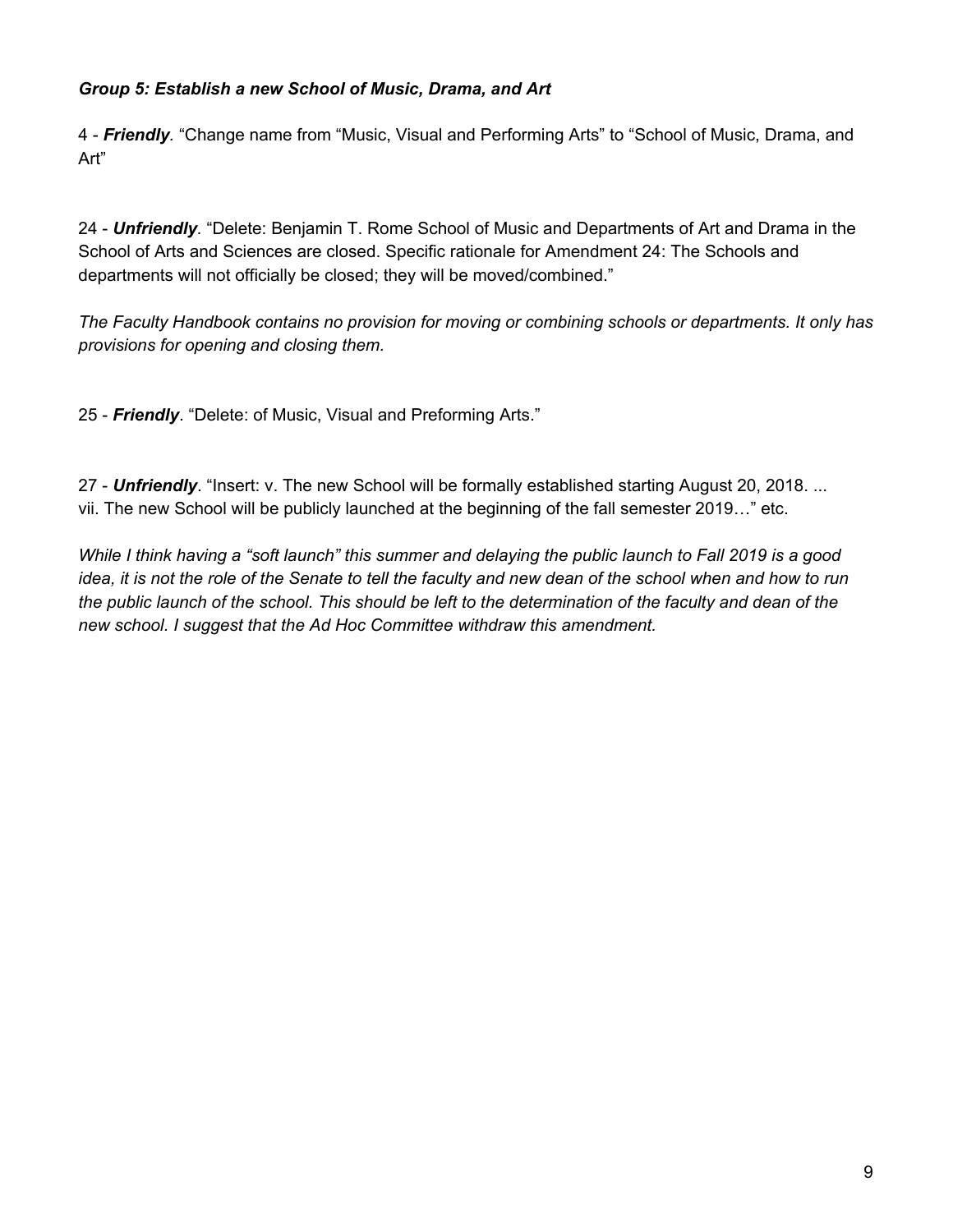***Group 5: Establish a new School of Music, Drama, and Art***

4 - ***Friendly***. "Change name from "Music, Visual and Performing Arts" to "School of Music, Drama, and Art"

24 - ***Unfriendly***. "Delete: Benjamin T. Rome School of Music and Departments of Art and Drama in the School of Arts and Sciences are closed. Specific rationale for Amendment 24: The Schools and departments will not officially be closed; they will be moved/combined."

*The Faculty Handbook contains no provision for moving or combining schools or departments. It only has provisions for opening and closing them.*

25 - ***Friendly***. "Delete: of Music, Visual and Preforming Arts."

27 - ***Unfriendly***. "Insert: v. The new School will be formally established starting August 20, 2018. ... vii. The new School will be publicly launched at the beginning of the fall semester 2019…" etc.

*While I think having a "soft launch" this summer and delaying the public launch to Fall 2019 is a good idea, it is not the role of the Senate to tell the faculty and new dean of the school when and how to run the public launch of the school. This should be left to the determination of the faculty and dean of the new school. I suggest that the Ad Hoc Committee withdraw this amendment.*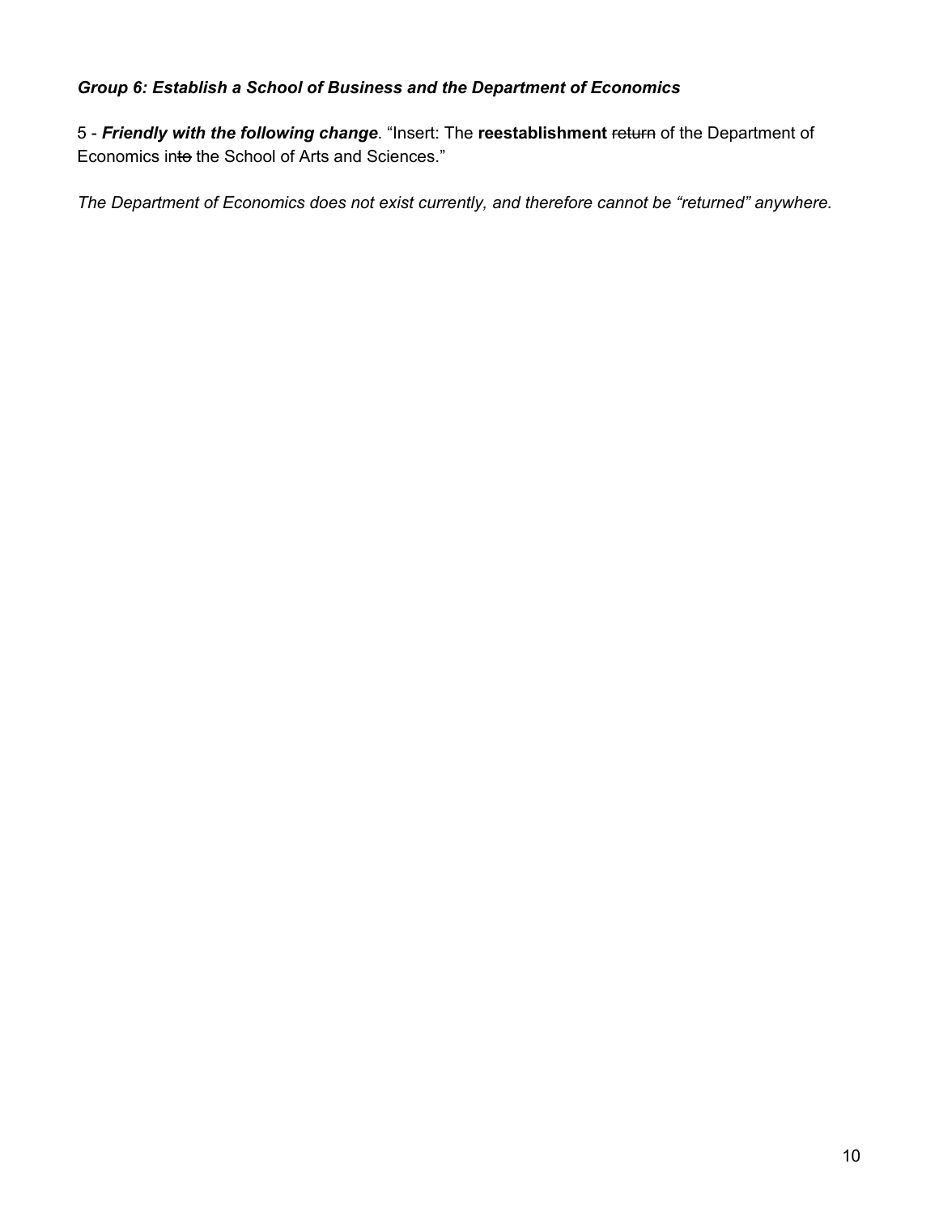***Group 6: Establish a School of Business and the Department of Economics***

5 - ***Friendly with the following change***. "Insert: The **reestablishment** ~~return~~ of the Department of Economics in~~to~~ the School of Arts and Sciences."

*The Department of Economics does not exist currently, and therefore cannot be "returned" anywhere.*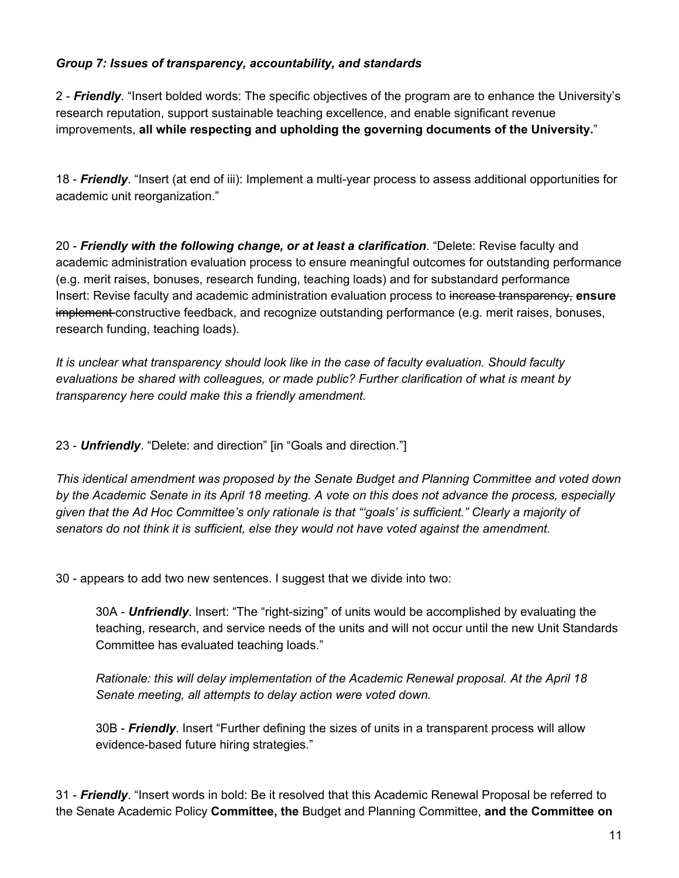***Group 7: Issues of transparency, accountability, and standards***

2 - ***Friendly***. "Insert bolded words: The specific objectives of the program are to enhance the University's research reputation, support sustainable teaching excellence, and enable significant revenue improvements, **all while respecting and upholding the governing documents of the University.**"

18 - ***Friendly***. "Insert (at end of iii): Implement a multi-year process to assess additional opportunities for academic unit reorganization."

20 - ***Friendly with the following change, or at least a clarification***. "Delete: Revise faculty and academic administration evaluation process to ensure meaningful outcomes for outstanding performance (e.g. merit raises, bonuses, research funding, teaching loads) and for substandard performance
Insert: Revise faculty and academic administration evaluation process to ~~increase transparency,~~ **ensure** ~~implement~~ constructive feedback, and recognize outstanding performance (e.g. merit raises, bonuses, research funding, teaching loads).

*It is unclear what transparency should look like in the case of faculty evaluation. Should faculty evaluations be shared with colleagues, or made public? Further clarification of what is meant by transparency here could make this a friendly amendment.*

23 - ***Unfriendly***. "Delete: and direction" [in "Goals and direction."]

*This identical amendment was proposed by the Senate Budget and Planning Committee and voted down by the Academic Senate in its April 18 meeting. A vote on this does not advance the process, especially given that the Ad Hoc Committee's only rationale is that "'goals' is sufficient." Clearly a majority of senators do not think it is sufficient, else they would not have voted against the amendment.*

30 - appears to add two new sentences. I suggest that we divide into two:

> 30A - ***Unfriendly***. Insert: "The "right-sizing" of units would be accomplished by evaluating the teaching, research, and service needs of the units and will not occur until the new Unit Standards Committee has evaluated teaching loads."
>
> *Rationale: this will delay implementation of the Academic Renewal proposal. At the April 18 Senate meeting, all attempts to delay action were voted down.*
>
> 30B - ***Friendly***. Insert "Further defining the sizes of units in a transparent process will allow evidence-based future hiring strategies."

31 - ***Friendly***. "Insert words in bold: Be it resolved that this Academic Renewal Proposal be referred to the Senate Academic Policy **Committee, the** Budget and Planning Committee, **and the Committee on**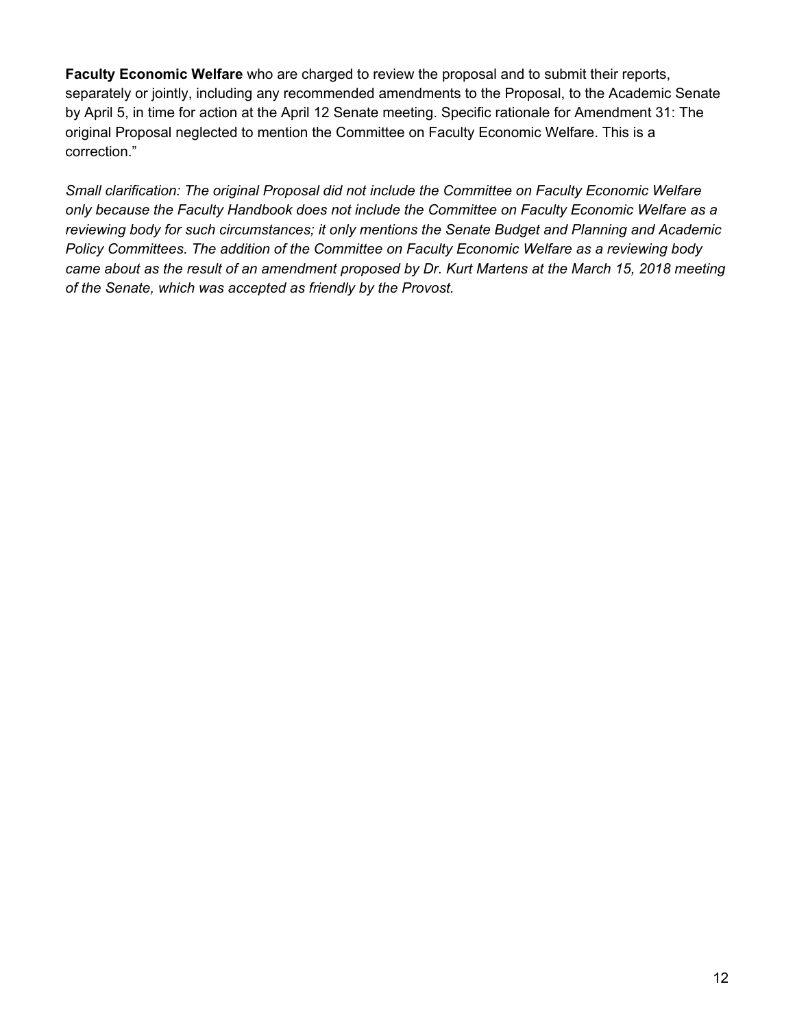**Faculty Economic Welfare** who are charged to review the proposal and to submit their reports, separately or jointly, including any recommended amendments to the Proposal, to the Academic Senate by April 5, in time for action at the April 12 Senate meeting. Specific rationale for Amendment 31: The original Proposal neglected to mention the Committee on Faculty Economic Welfare. This is a correction."

*Small clarification: The original Proposal did not include the Committee on Faculty Economic Welfare only because the Faculty Handbook does not include the Committee on Faculty Economic Welfare as a reviewing body for such circumstances; it only mentions the Senate Budget and Planning and Academic Policy Committees. The addition of the Committee on Faculty Economic Welfare as a reviewing body came about as the result of an amendment proposed by Dr. Kurt Martens at the March 15, 2018 meeting of the Senate, which was accepted as friendly by the Provost.*